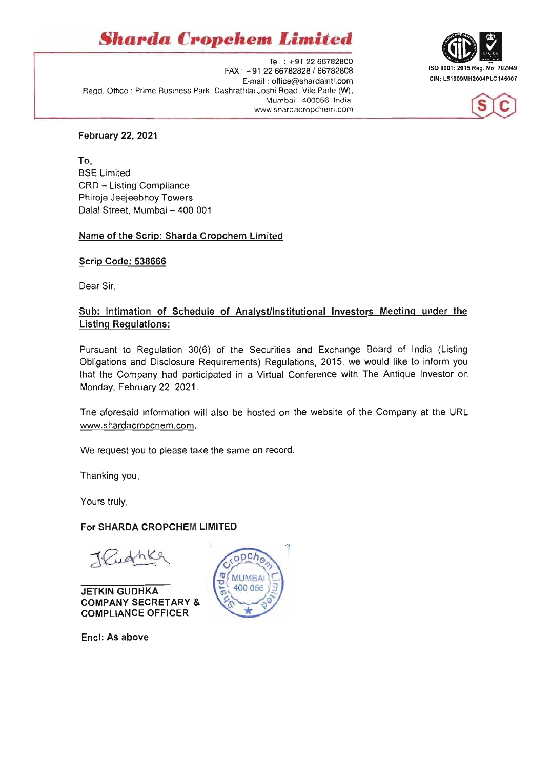# Sharda Cropchem Limited

Tel. : +91 22 66782800
FAX : +91 22 66782828 / 66782808
E-mail : office@shardaintl.com
Regd. Office : Prime Business Park, Dashrathlal Joshi Road, Vile Parle (W),
Mumbai - 400056, India.
www.shardacropchem.com

ISO 9001: 2015 Reg. No: 702949
CIN: L51909MH2004PLC145007

**February 22, 2021**

To,
BSE Limited
CRD – Listing Compliance
Phiroje Jeejeebhoy Towers
Dalal Street, Mumbai – 400 001

**Name of the Scrip: Sharda Cropchem Limited**

**Scrip Code: 538666**

Dear Sir,

**Sub: Intimation of Schedule of Analyst/Institutional Investors Meeting under the Listing Regulations:**

Pursuant to Regulation 30(6) of the Securities and Exchange Board of India (Listing Obligations and Disclosure Requirements) Regulations, 2015, we would like to inform you that the Company had participated in a Virtual Conference with The Antique Investor on Monday, February 22, 2021.

The aforesaid information will also be hosted on the website of the Company at the URL www.shardacropchem.com.

We request you to please take the same on record.

Thanking you,

Yours truly,

**For SHARDA CROPCHEM LIMITED**

**JETKIN GUDHKA**
**COMPANY SECRETARY & COMPLIANCE OFFICER**

**Encl: As above**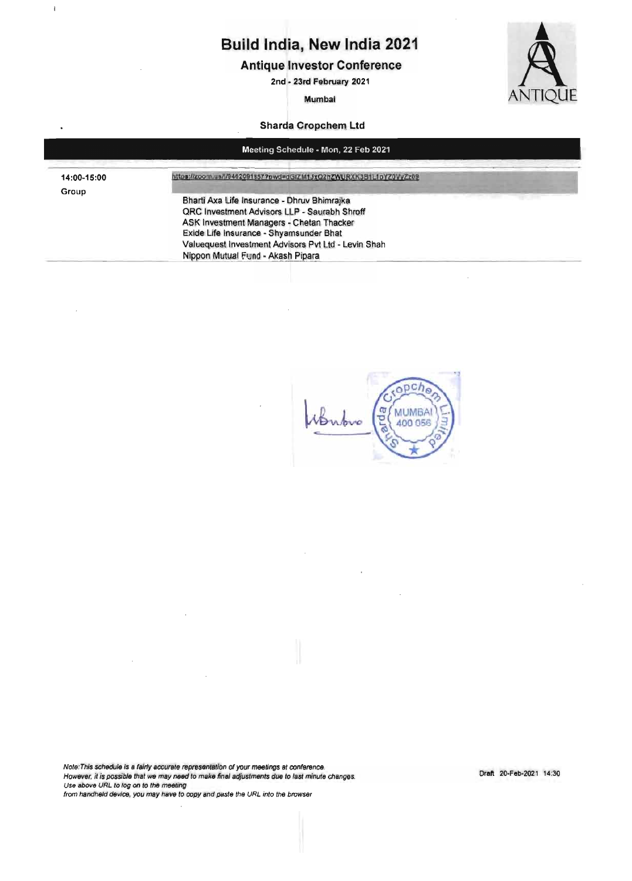# Build India, New India 2021

## Antique Investor Conference

**2nd - 23rd February 2021**

**Mumbai**

**Sharda Cropchem Ltd**

| Meeting Schedule - Mon, 22 Feb 2021 | |
|---|---|
| **14:00-15:00** Group | https://zoom.us/j/94620918577pwd=dGlZM1JxQ2hZWURXK3B1L1pYZ0VyZz09 <br> Bharti Axa Life Insurance - Dhruv Bhimrajka <br> QRC Investment Advisors LLP - Saurabh Shroff <br> ASK Investment Managers - Chetan Thacker <br> Exide Life Insurance - Shyamsunder Bhat <br> Valuequest Investment Advisors Pvt Ltd - Levin Shah <br> Nippon Mutual Fund - Akash Pipara |

Sharda Cropchem Limited MUMBAI 400 056

*Note: This schedule is a fairly accurate representation of your meetings at conference.*
*However, it is possible that we may need to make final adjustments due to last minute changes.*
*Use above URL to log on to the meeting*
*from handheld device, you may have to copy and paste the URL into the browser*

Draft 20-Feb-2021 14:30